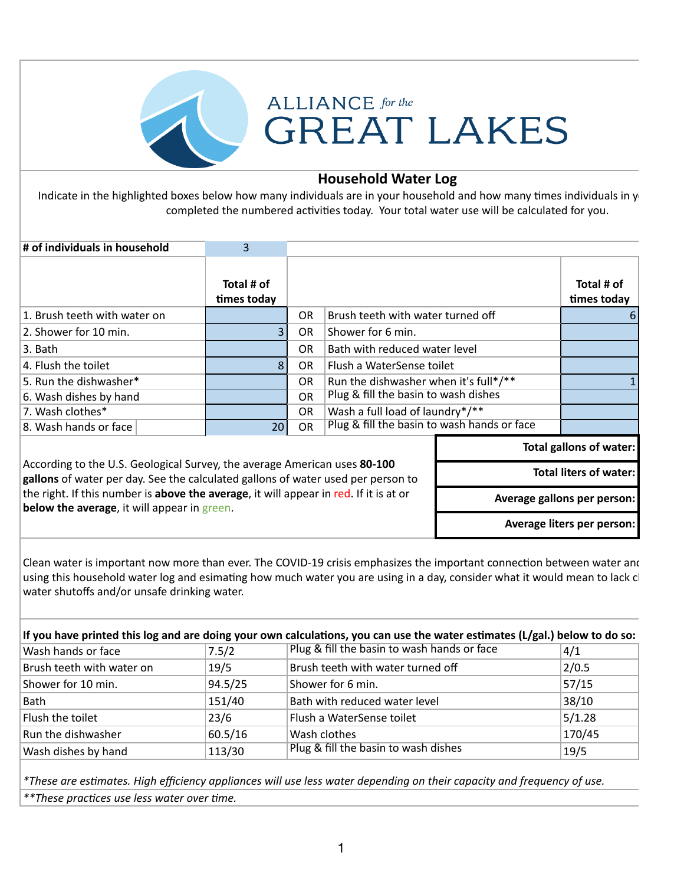ALLIANCE *for the* GREAT LAKES

## Household Water Log

Indicate in the highlighted boxes below how many individuals are in your household and how many times individuals in y completed the numbered activities today. Your total water use will be calculated for you.

| # of individuals in household | 3 | | | |
|---|---|---|---|---|
| | **Total # of times today** | | | **Total # of times today** |
| 1. Brush teeth with water on | | OR | Brush teeth with water turned off | 6 |
| 2. Shower for 10 min. | 3 | OR | Shower for 6 min. | |
| 3. Bath | | OR | Bath with reduced water level | |
| 4. Flush the toilet | 8 | OR | Flush a WaterSense toilet | |
| 5. Run the dishwasher* | | OR | Run the dishwasher when it's full*/** | 1 |
| 6. Wash dishes by hand | | OR | Plug & fill the basin to wash dishes | |
| 7. Wash clothes* | | OR | Wash a full load of laundry*/** | |
| 8. Wash hands or face | 20 | OR | Plug & fill the basin to wash hands or face | |

According to the U.S. Geological Survey, the average American uses **80-100 gallons** of water per day. See the calculated gallons of water used per person to the right. If this number is **above the average**, it will appear in red. If it is at or **below the average**, it will appear in green.

| | |
|---|---|
| **Total gallons of water:** | |
| **Total liters of water:** | |
| **Average gallons per person:** | |
| **Average liters per person:** | |

Clean water is important now more than ever. The COVID-19 crisis emphasizes the important connection between water anc using this household water log and esimating how much water you are using in a day, consider what it would mean to lack cl water shutoffs and/or unsafe drinking water.

**If you have printed this log and are doing your own calculations, you can use the water estimates (L/gal.) below to do so:**

| | | | |
|---|---|---|---|
| Wash hands or face | 7.5/2 | Plug & fill the basin to wash hands or face | 4/1 |
| Brush teeth with water on | 19/5 | Brush teeth with water turned off | 2/0.5 |
| Shower for 10 min. | 94.5/25 | Shower for 6 min. | 57/15 |
| Bath | 151/40 | Bath with reduced water level | 38/10 |
| Flush the toilet | 23/6 | Flush a WaterSense toilet | 5/1.28 |
| Run the dishwasher | 60.5/16 | Wash clothes | 170/45 |
| Wash dishes by hand | 113/30 | Plug & fill the basin to wash dishes | 19/5 |

*\*These are estimates. High efficiency appliances will use less water depending on their capacity and frequency of use.*

*\*\*These practices use less water over time.*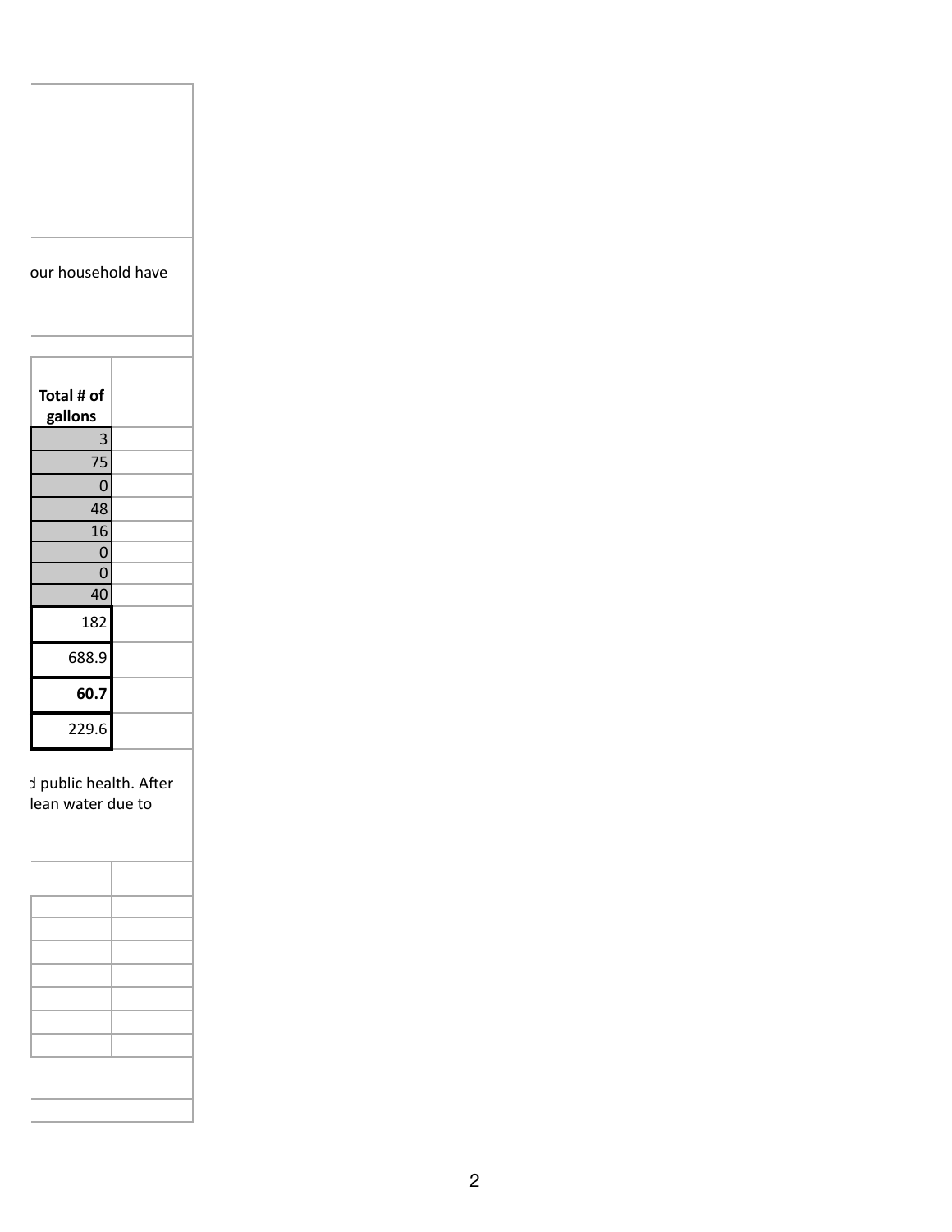our household have

| Total # of gallons | |
|---|---|
| 3 | |
| 75 | |
| 0 | |
| 48 | |
| 16 | |
| 0 | |
| 0 | |
| 40 | |
| 182 | |
| 688.9 | |
| **60.7** | |
| 229.6 | |

d public health. After
lean water due to

| | |
|---|---|
| | |
| | |
| | |
| | |
| | |
| | |
| | |